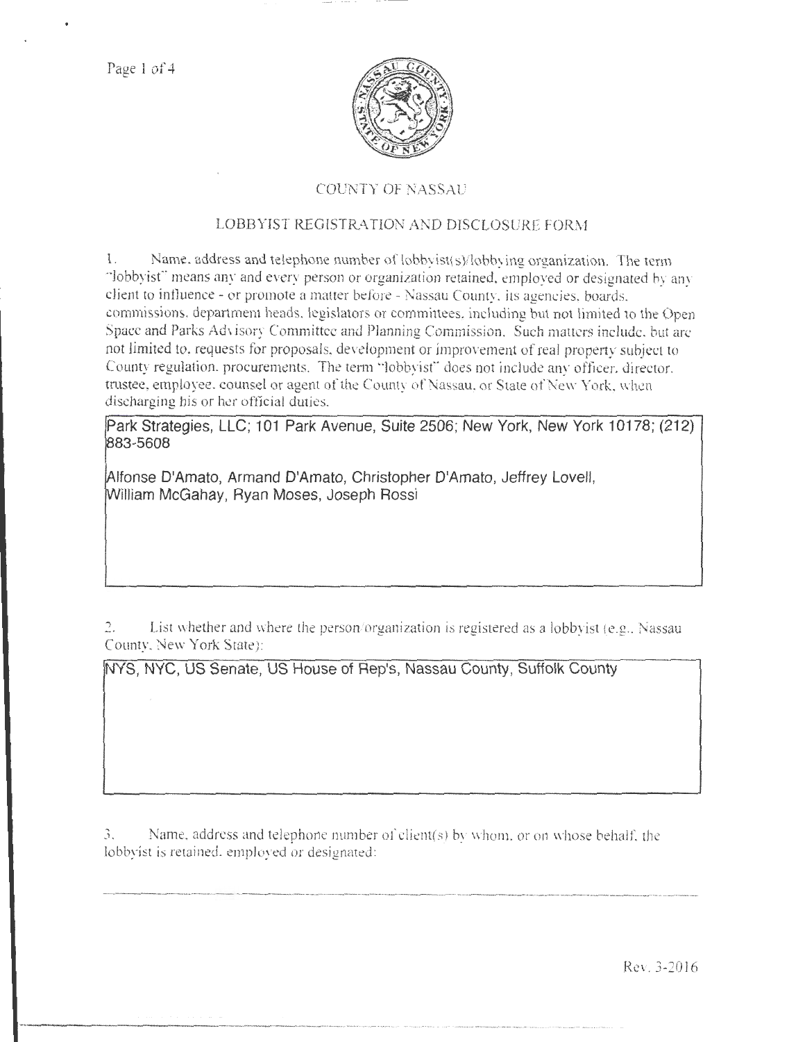# COUNTY OF NASSAU

## LOBBYIST REGISTRATION AND DISCLOSURE FORM

1. Name, address and telephone number of lobbyist(s)/lobbying organization. The term "lobbyist" means any and every person or organization retained, employed or designated by any client to influence - or promote a matter before - Nassau County, its agencies, boards, commissions, department heads, legislators or committees, including but not limited to the Open Space and Parks Advisory Committee and Planning Commission. Such matters include, but are not limited to, requests for proposals, development or improvement of real property subject to County regulation, procurements. The term "lobbyist" does not include any officer, director, trustee, employee, counsel or agent of the County of Nassau, or State of New York, when discharging his or her official duties.

Park Strategies, LLC; 101 Park Avenue, Suite 2506; New York, New York 10178; (212) 883-5608

Alfonse D'Amato, Armand D'Amato, Christopher D'Amato, Jeffrey Lovell, William McGahay, Ryan Moses, Joseph Rossi

2. List whether and where the person/organization is registered as a lobbyist (e.g., Nassau County, New York State):

NYS, NYC, US Senate, US House of Rep's, Nassau County, Suffolk County

3. Name, address and telephone number of client(s) by whom, or on whose behalf, the lobbyist is retained, employed or designated:

Rev. 3-2016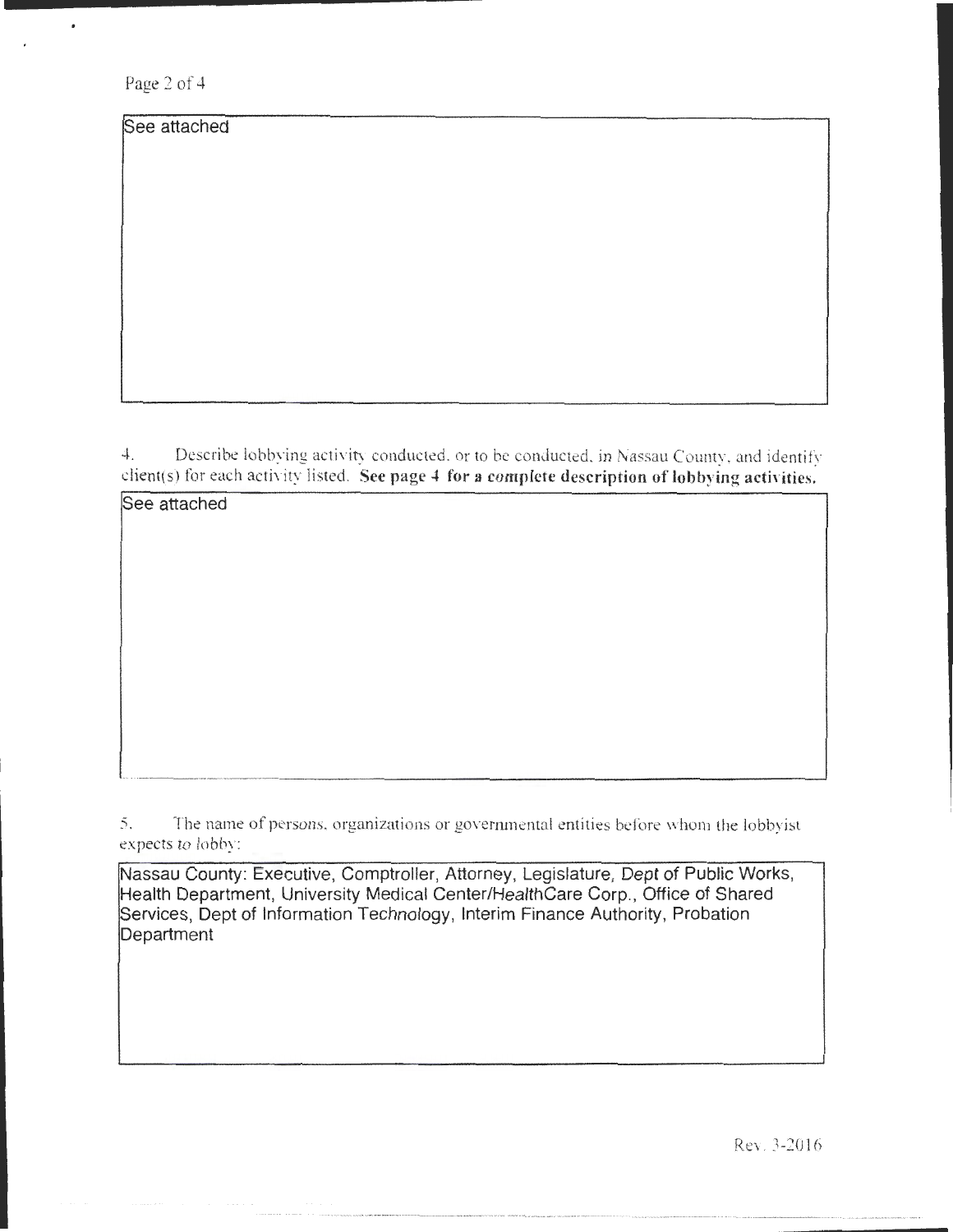See attached

4. Describe lobbying activity conducted, or to be conducted, in Nassau County, and identify client(s) for each activity listed. **See page 4 for a complete description of lobbying activities.**

See attached

5. The name of persons, organizations or governmental entities before whom the lobbyist expects to lobby:

Nassau County: Executive, Comptroller, Attorney, Legislature, Dept of Public Works, Health Department, University Medical Center/HealthCare Corp., Office of Shared Services, Dept of Information Technology, Interim Finance Authority, Probation Department

Rev. 3-2016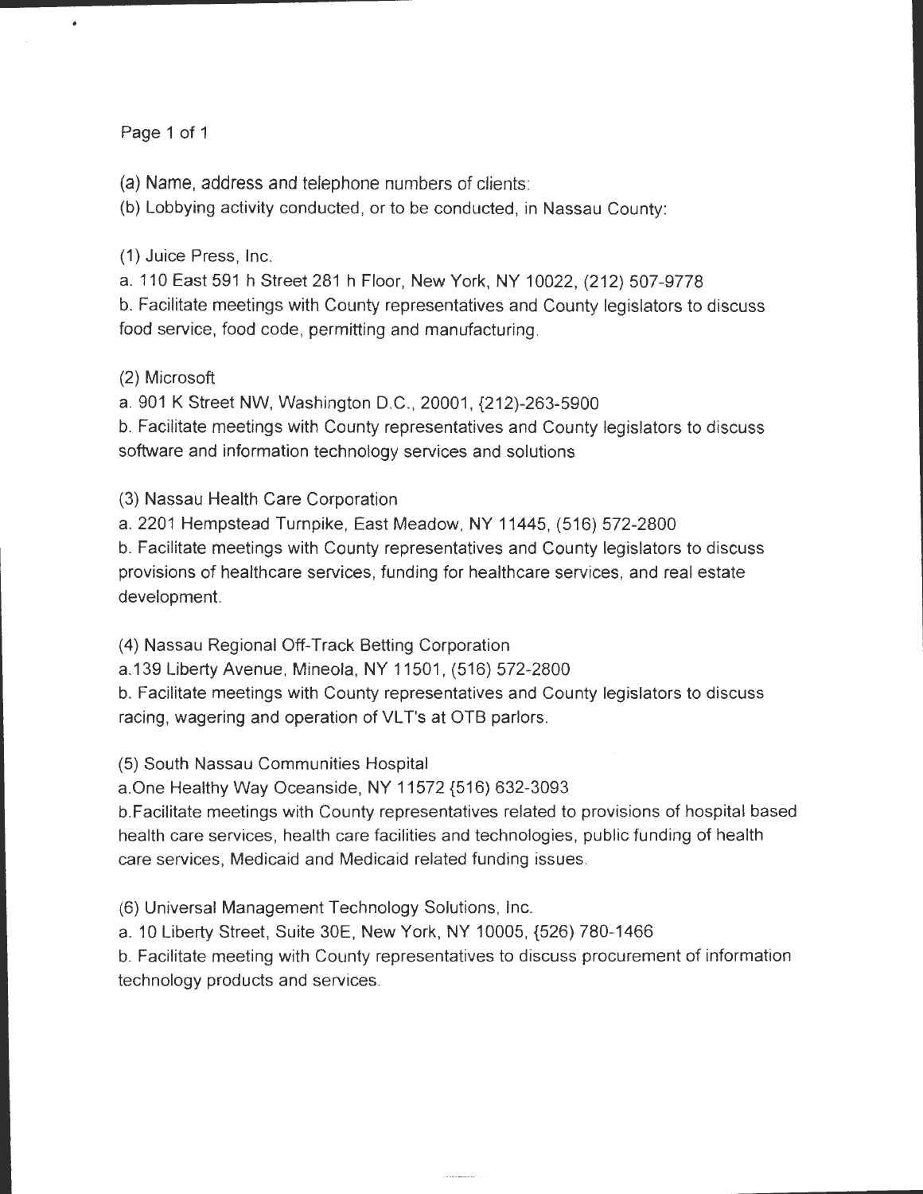(a) Name, address and telephone numbers of clients:

(b) Lobbying activity conducted, or to be conducted, in Nassau County:

(1) Juice Press, Inc.

a. 110 East 591 h Street 281 h Floor, New York, NY 10022, (212) 507-9778

b. Facilitate meetings with County representatives and County legislators to discuss food service, food code, permitting and manufacturing.

(2) Microsoft

a. 901 K Street NW, Washington D.C., 20001, {212)-263-5900

b. Facilitate meetings with County representatives and County legislators to discuss software and information technology services and solutions

(3) Nassau Health Care Corporation

a. 2201 Hempstead Turnpike, East Meadow, NY 11445, (516) 572-2800

b. Facilitate meetings with County representatives and County legislators to discuss provisions of healthcare services, funding for healthcare services, and real estate development.

(4) Nassau Regional Off-Track Betting Corporation

a.139 Liberty Avenue, Mineola, NY 11501, (516) 572-2800

b. Facilitate meetings with County representatives and County legislators to discuss racing, wagering and operation of VLT's at OTB parlors.

(5) South Nassau Communities Hospital

a.One Healthy Way Oceanside, NY 11572 {516) 632-3093

b.Facilitate meetings with County representatives related to provisions of hospital based health care services, health care facilities and technologies, public funding of health care services, Medicaid and Medicaid related funding issues.

(6) Universal Management Technology Solutions, Inc.

a. 10 Liberty Street, Suite 30E, New York, NY 10005, {526) 780-1466

b. Facilitate meeting with County representatives to discuss procurement of information technology products and services.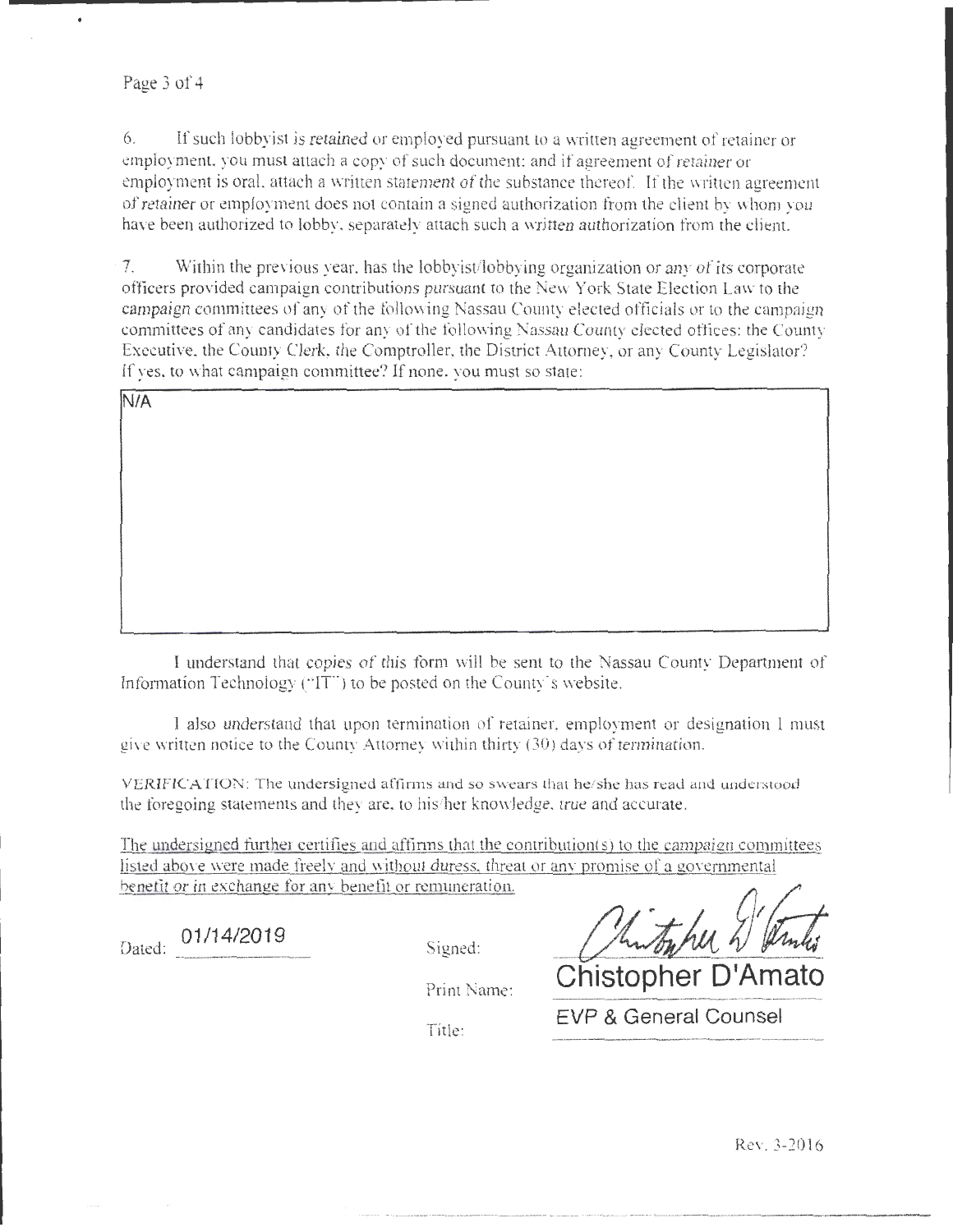6. If such lobbyist is retained or employed pursuant to a written agreement of retainer or employment, you must attach a copy of such document; and if agreement of retainer or employment is oral, attach a written statement of the substance thereof. If the written agreement of retainer or employment does not contain a signed authorization from the client by whom you have been authorized to lobby, separately attach such a written authorization from the client.

7. Within the previous year, has the lobbyist/lobbying organization or any of its corporate officers provided campaign contributions pursuant to the New York State Election Law to the campaign committees of any of the following Nassau County elected officials or to the campaign committees of any candidates for any of the following Nassau County elected offices: the County Executive, the County Clerk, the Comptroller, the District Attorney, or any County Legislator? If yes, to what campaign committee? If none, you must so state:

N/A

I understand that copies of this form will be sent to the Nassau County Department of Information Technology ("IT") to be posted on the County's website.

I also understand that upon termination of retainer, employment or designation I must give written notice to the County Attorney within thirty (30) days of termination.

VERIFICATION: The undersigned affirms and so swears that he/she has read and understood the foregoing statements and they are, to his/her knowledge, true and accurate.

The undersigned further certifies and affirms that the contribution(s) to the campaign committees listed above were made freely and without duress, threat or any promise of a governmental benefit or in exchange for any benefit or remuneration.

Dated: 01/14/2019

Signed:

Print Name: Chistopher D'Amato

Title: EVP & General Counsel

Rev. 3-2016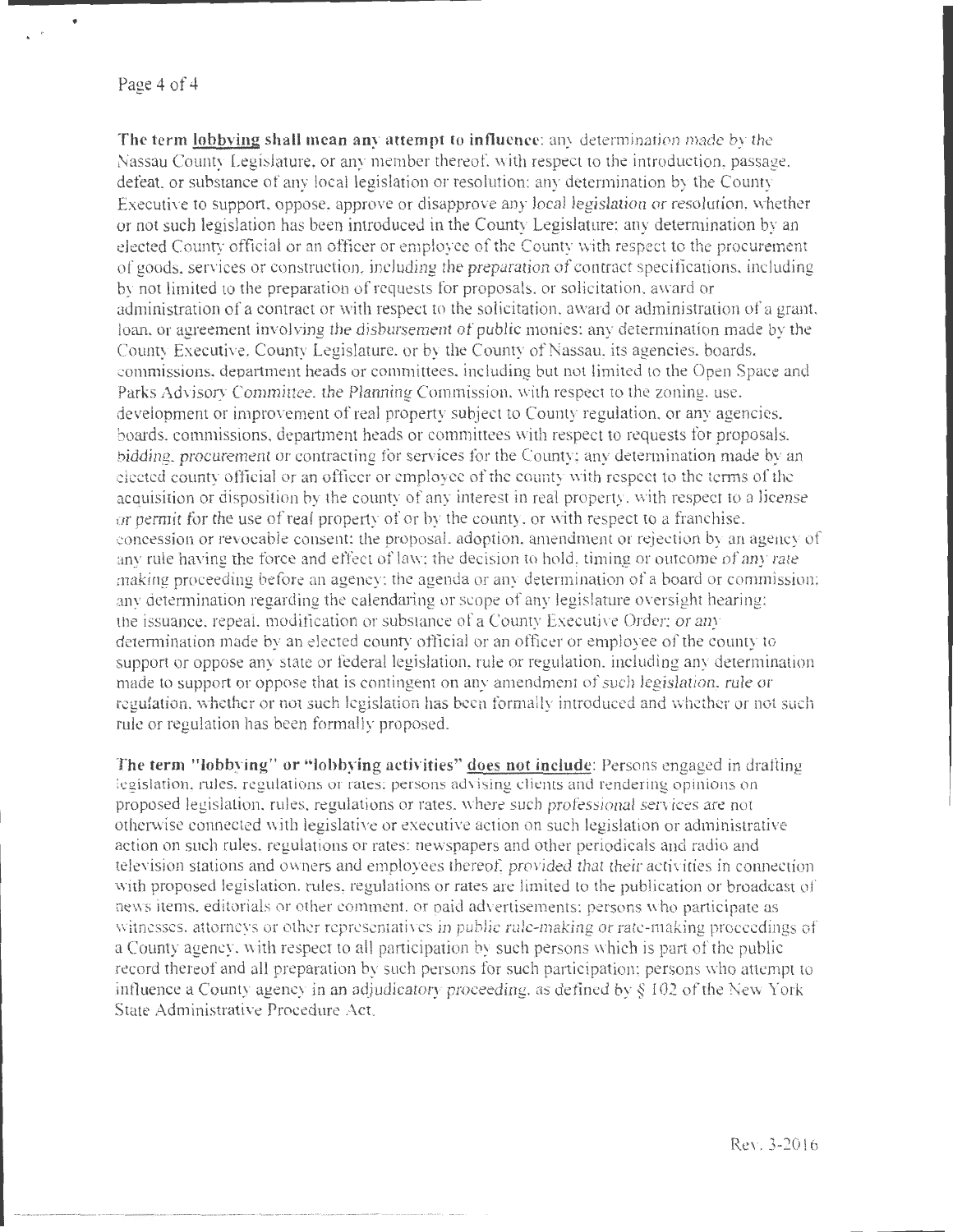**The term <u>lobbying</u> shall mean any attempt to influence**: any determination made by the Nassau County Legislature, or any member thereof, with respect to the introduction, passage, defeat, or substance of any local legislation or resolution; any determination by the County Executive to support, oppose, approve or disapprove any local legislation or resolution, whether or not such legislation has been introduced in the County Legislature; any determination by an elected County official or an officer or employee of the County with respect to the procurement of goods, services or construction, including the preparation of contract specifications, including by not limited to the preparation of requests for proposals, or solicitation, award or administration of a contract or with respect to the solicitation, award or administration of a grant, loan, or agreement involving the disbursement of public monies; any determination made by the County Executive, County Legislature, or by the County of Nassau, its agencies, boards, commissions, department heads or committees, including but not limited to the Open Space and Parks Advisory Committee, the Planning Commission, with respect to the zoning, use, development or improvement of real property subject to County regulation, or any agencies, boards, commissions, department heads or committees with respect to requests for proposals, bidding, procurement or contracting for services for the County; any determination made by an elected county official or an officer or employee of the county with respect to the terms of the acquisition or disposition by the county of any interest in real property, with respect to a license or permit for the use of real property of or by the county, or with respect to a franchise, concession or revocable consent; the proposal, adoption, amendment or rejection by an agency of any rule having the force and effect of law; the decision to hold, timing or outcome of any rate making proceeding before an agency; the agenda or any determination of a board or commission; any determination regarding the calendaring or scope of any legislature oversight hearing; the issuance, repeal, modification or substance of a County Executive Order; or any determination made by an elected county official or an officer or employee of the county to support or oppose any state or federal legislation, rule or regulation, including any determination made to support or oppose that is contingent on any amendment of such legislation, rule or regulation, whether or not such legislation has been formally introduced and whether or not such rule or regulation has been formally proposed.

**The term "lobbying" or "lobbying activities" <u>does not include</u>**: Persons engaged in drafting legislation, rules, regulations or rates; persons advising clients and rendering opinions on proposed legislation, rules, regulations or rates, where such professional services are not otherwise connected with legislative or executive action on such legislation or administrative action on such rules, regulations or rates; newspapers and other periodicals and radio and television stations and owners and employees thereof, provided that their activities in connection with proposed legislation, rules, regulations or rates are limited to the publication or broadcast of news items, editorials or other comment, or paid advertisements; persons who participate as witnesses, attorneys or other representatives in public rule-making or rate-making proceedings of a County agency, with respect to all participation by such persons which is part of the public record thereof and all preparation by such persons for such participation; persons who attempt to influence a County agency in an adjudicatory proceeding, as defined by § 102 of the New York State Administrative Procedure Act.

Rev. 3-2016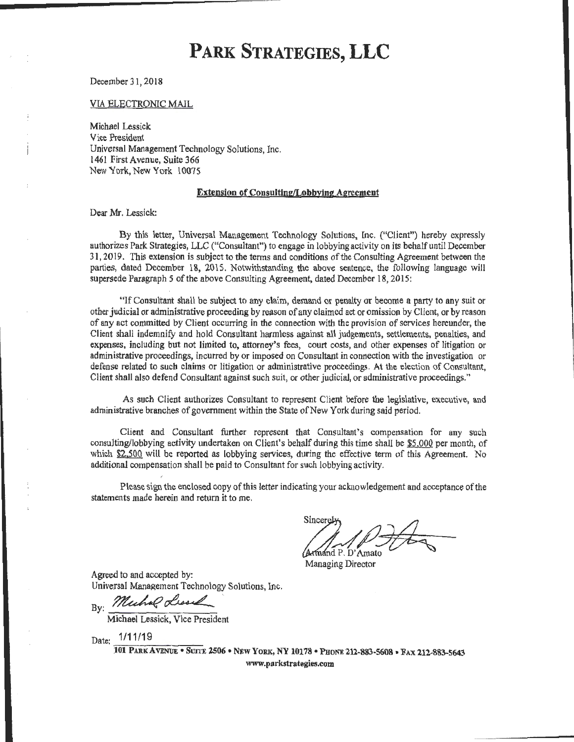# PARK STRATEGIES, LLC

December 31, 2018

VIA ELECTRONIC MAIL

Michael Lessick
Vice President
Universal Management Technology Solutions, Inc.
1461 First Avenue, Suite 366
New York, New York 10075

**Extension of Consulting/Lobbying Agreement**

Dear Mr. Lessick:

By this letter, Universal Management Technology Solutions, Inc. ("Client") hereby expressly authorizes Park Strategies, LLC ("Consultant") to engage in lobbying activity on its behalf until December 31, 2019. This extension is subject to the terms and conditions of the Consulting Agreement between the parties, dated December 18, 2015. Notwithstanding the above sentence, the following language will supersede Paragraph 5 of the above Consulting Agreement, dated December 18, 2015:

"If Consultant shall be subject to any claim, demand or penalty or become a party to any suit or other judicial or administrative proceeding by reason of any claimed act or omission by Client, or by reason of any act committed by Client occurring in the connection with the provision of services hereunder, the Client shall indemnify and hold Consultant harmless against all judgements, settlements, penalties, and expenses, including but not limited to, attorney's fees, court costs, and other expenses of litigation or administrative proceedings, incurred by or imposed on Consultant in connection with the investigation or defense related to such claims or litigation or administrative proceedings. At the election of Consultant, Client shall also defend Consultant against such suit, or other judicial, or administrative proceedings."

As such Client authorizes Consultant to represent Client before the legislative, executive, and administrative branches of government within the State of New York during said period.

Client and Consultant further represent that Consultant's compensation for any such consulting/lobbying activity undertaken on Client's behalf during this time shall be $5,000 per month, of which $2,500 will be reported as lobbying services, during the effective term of this Agreement. No additional compensation shall be paid to Consultant for such lobbying activity.

Please sign the enclosed copy of this letter indicating your acknowledgement and acceptance of the statements made herein and return it to me.

Sincerely,

Armand P. D'Amato
Managing Director

Agreed to and accepted by:
Universal Management Technology Solutions, Inc.

By: _Michael Lessick_
Michael Lessick, Vice President

Date: 1/11/19

101 PARK AVENUE • SUITE 2506 • NEW YORK, NY 10178 • PHONE 212-883-5608 • FAX 212-883-5643
www.parkstrategies.com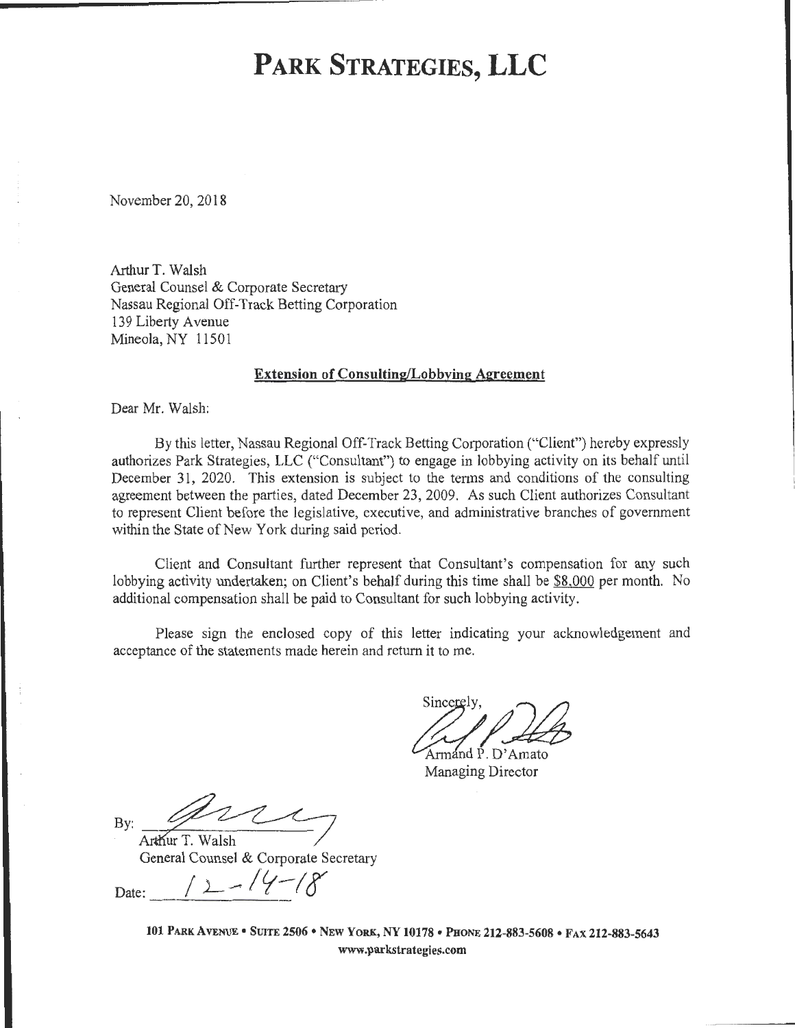# Park Strategies, LLC

November 20, 2018

Arthur T. Walsh
General Counsel & Corporate Secretary
Nassau Regional Off-Track Betting Corporation
139 Liberty Avenue
Mineola, NY 11501

**Extension of Consulting/Lobbying Agreement**

Dear Mr. Walsh:

By this letter, Nassau Regional Off-Track Betting Corporation ("Client") hereby expressly authorizes Park Strategies, LLC ("Consultant") to engage in lobbying activity on its behalf until December 31, 2020. This extension is subject to the terms and conditions of the consulting agreement between the parties, dated December 23, 2009. As such Client authorizes Consultant to represent Client before the legislative, executive, and administrative branches of government within the State of New York during said period.

Client and Consultant further represent that Consultant's compensation for any such lobbying activity undertaken; on Client's behalf during this time shall be $8,000 per month. No additional compensation shall be paid to Consultant for such lobbying activity.

Please sign the enclosed copy of this letter indicating your acknowledgement and acceptance of the statements made herein and return it to me.

Sincerely,

Armand P. D'Amato
Managing Director

By: ______________________
Arthur T. Walsh
General Counsel & Corporate Secretary

Date: 12-14-18

101 Park Avenue • Suite 2506 • New York, NY 10178 • Phone 212-883-5608 • Fax 212-883-5643
www.parkstrategies.com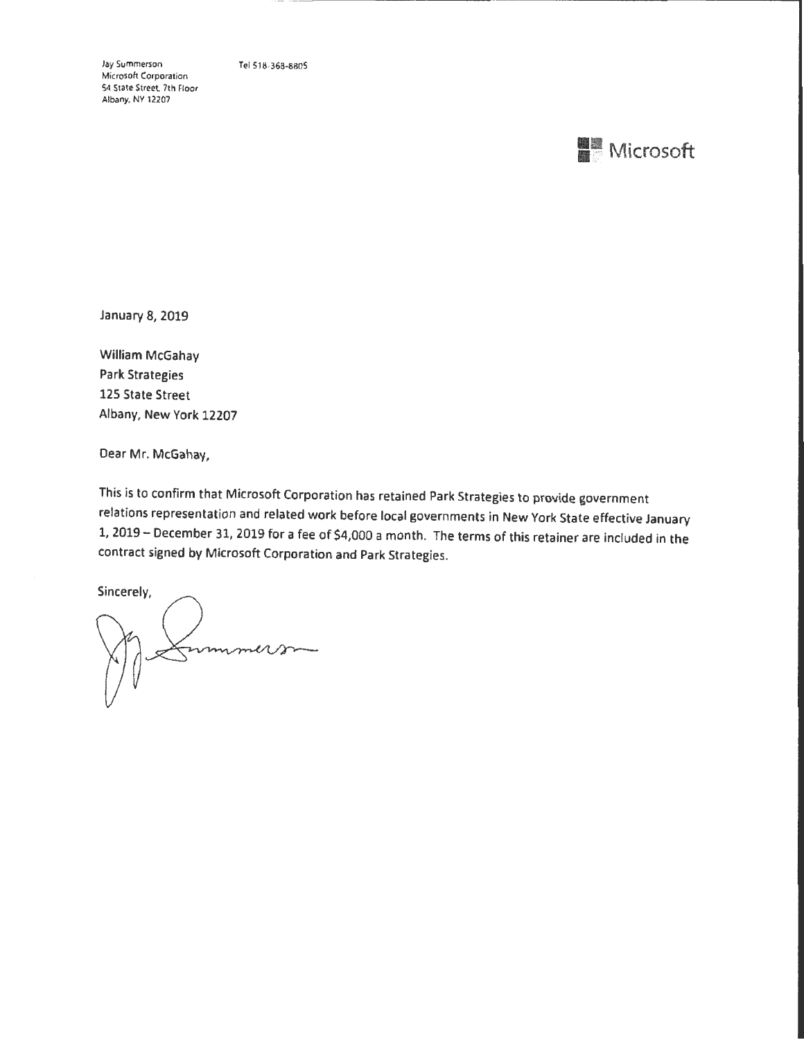Jay Summerson
Microsoft Corporation
54 State Street, 7th Floor
Albany, NY 12207

Tel 518-368-8805

Microsoft

January 8, 2019

William McGahay
Park Strategies
125 State Street
Albany, New York 12207

Dear Mr. McGahay,

This is to confirm that Microsoft Corporation has retained Park Strategies to provide government relations representation and related work before local governments in New York State effective January 1, 2019 – December 31, 2019 for a fee of $4,000 a month. The terms of this retainer are included in the contract signed by Microsoft Corporation and Park Strategies.

Sincerely,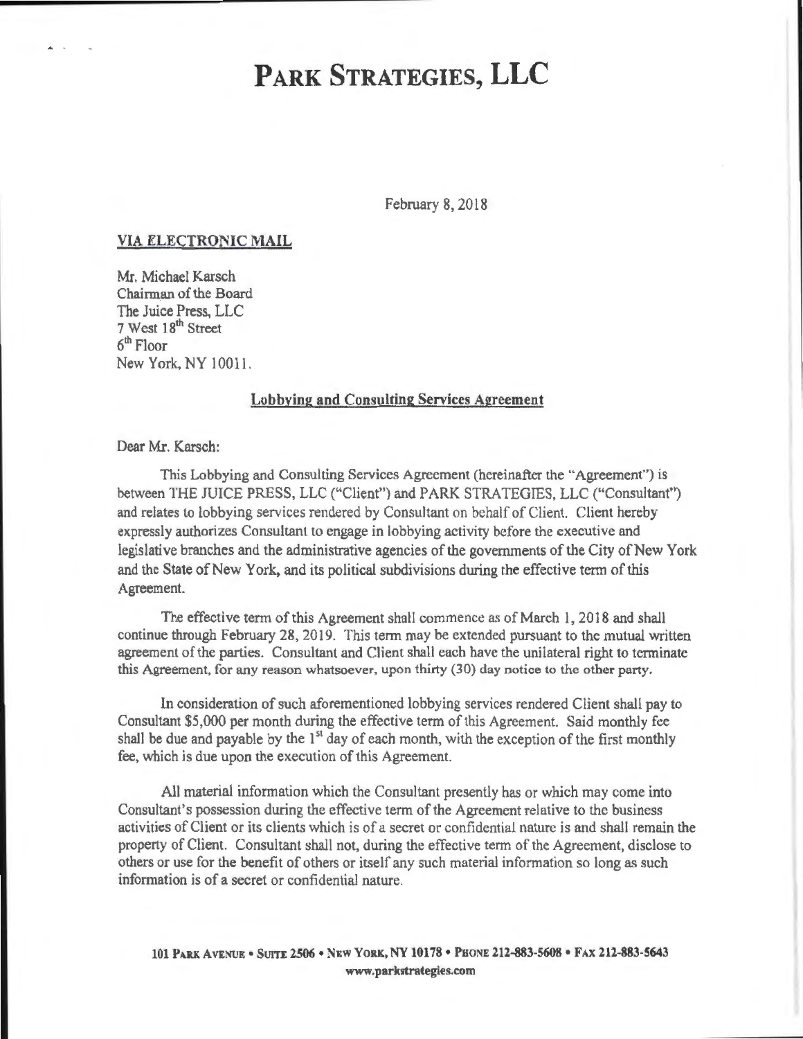# PARK STRATEGIES, LLC

February 8, 2018

**VIA ELECTRONIC MAIL**

Mr. Michael Karsch
Chairman of the Board
The Juice Press, LLC
7 West 18th Street
6th Floor
New York, NY 10011.

**Lobbying and Consulting Services Agreement**

Dear Mr. Karsch:

This Lobbying and Consulting Services Agreement (hereinafter the "Agreement") is between THE JUICE PRESS, LLC ("Client") and PARK STRATEGIES, LLC ("Consultant") and relates to lobbying services rendered by Consultant on behalf of Client. Client hereby expressly authorizes Consultant to engage in lobbying activity before the executive and legislative branches and the administrative agencies of the governments of the City of New York and the State of New York, and its political subdivisions during the effective term of this Agreement.

The effective term of this Agreement shall commence as of March 1, 2018 and shall continue through February 28, 2019. This term may be extended pursuant to the mutual written agreement of the parties. Consultant and Client shall each have the unilateral right to terminate this Agreement, for any reason whatsoever, upon thirty (30) day notice to the other party.

In consideration of such aforementioned lobbying services rendered Client shall pay to Consultant $5,000 per month during the effective term of this Agreement. Said monthly fee shall be due and payable by the 1st day of each month, with the exception of the first monthly fee, which is due upon the execution of this Agreement.

All material information which the Consultant presently has or which may come into Consultant's possession during the effective term of the Agreement relative to the business activities of Client or its clients which is of a secret or confidential nature is and shall remain the property of Client. Consultant shall not, during the effective term of the Agreement, disclose to others or use for the benefit of others or itself any such material information so long as such information is of a secret or confidential nature.

101 PARK AVENUE • SUITE 2506 • NEW YORK, NY 10178 • PHONE 212-883-5608 • FAX 212-883-5643
www.parkstrategies.com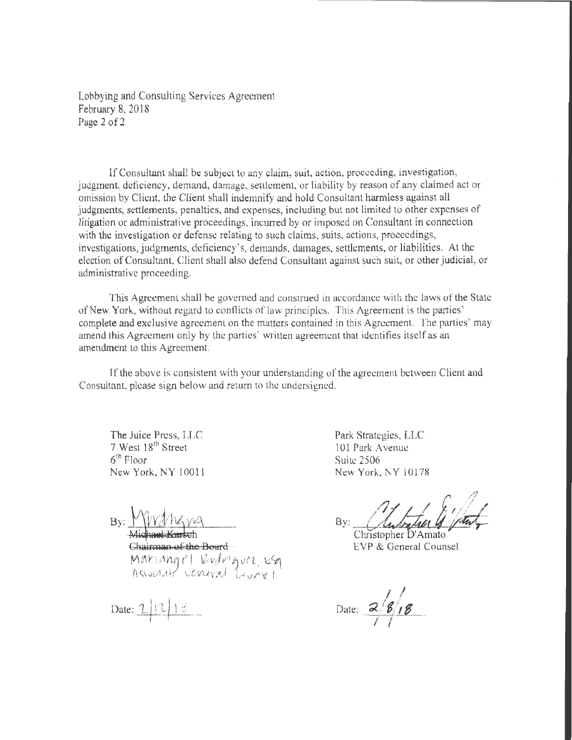If Consultant shall be subject to any claim, suit, action, proceeding, investigation, judgment, deficiency, demand, damage, settlement, or liability by reason of any claimed act or omission by Client, the Client shall indemnify and hold Consultant harmless against all judgments, settlements, penalties, and expenses, including but not limited to other expenses of litigation or administrative proceedings, incurred by or imposed on Consultant in connection with the investigation or defense relating to such claims, suits, actions, proceedings, investigations, judgments, deficiency's, demands, damages, settlements, or liabilities. At the election of Consultant, Client shall also defend Consultant against such suit, or other judicial, or administrative proceeding.

This Agreement shall be governed and construed in accordance with the laws of the State of New York, without regard to conflicts of law principles. This Agreement is the parties' complete and exclusive agreement on the matters contained in this Agreement. The parties' may amend this Agreement only by the parties' written agreement that identifies itself as an amendment to this Agreement.

If the above is consistent with your understanding of the agreement between Client and Consultant, please sign below and return to the undersigned.

The Juice Press, LLC
7 West 18th Street
6th Floor
New York, NY 10011

By: [signature]
~~Michael Karsch~~
~~Chairman of the Board~~
Mariangel Rodriguez, Esq
Associate General Counsel

Date: 2/12/18

Park Strategies, LLC
101 Park Avenue
Suite 2506
New York, NY 10178

By: [signature]
Christopher D'Amato
EVP & General Counsel

Date: 2/8/18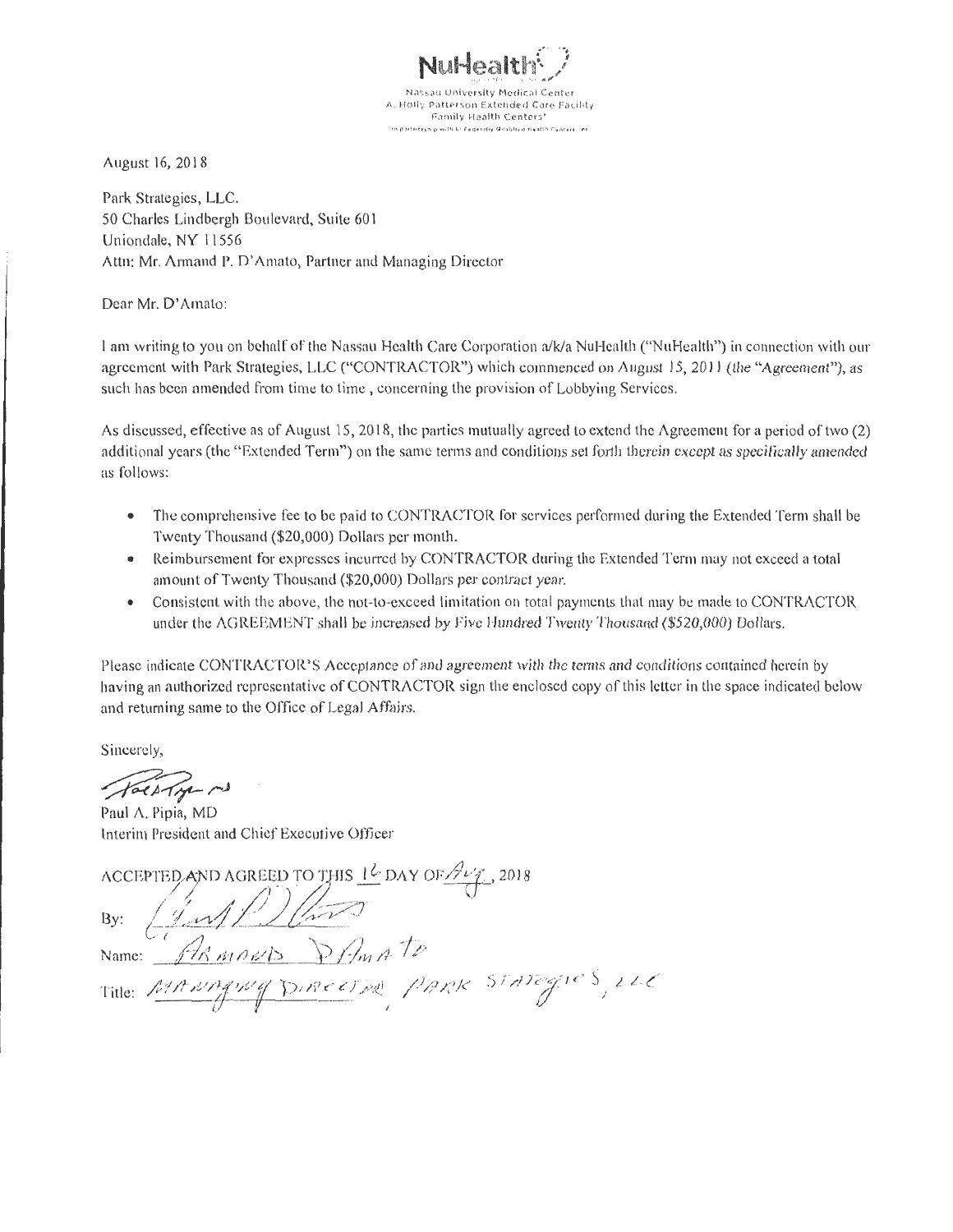**NuHealth**

Nassau University Medical Center
A. Holly Patterson Extended Care Facility
Family Health Centers*
*in partnership with LI Federally Qualified Health Centers, Inc.

August 16, 2018

Park Strategies, LLC.
50 Charles Lindbergh Boulevard, Suite 601
Uniondale, NY 11556
Attn: Mr. Armand P. D'Amato, Partner and Managing Director

Dear Mr. D'Amato:

I am writing to you on behalf of the Nassau Health Care Corporation a/k/a NuHealth ("NuHealth") in connection with our agreement with Park Strategies, LLC ("CONTRACTOR") which commenced on August 15, 2011 (the "Agreement"), as such has been amended from time to time , concerning the provision of Lobbying Services.

As discussed, effective as of August 15, 2018, the parties mutually agreed to extend the Agreement for a period of two (2) additional years (the "Extended Term") on the same terms and conditions set forth therein except as specifically amended as follows:

- The comprehensive fee to be paid to CONTRACTOR for services performed during the Extended Term shall be Twenty Thousand ($20,000) Dollars per month.
- Reimbursement for expresses incurred by CONTRACTOR during the Extended Term may not exceed a total amount of Twenty Thousand ($20,000) Dollars per contract year.
- Consistent with the above, the not-to-exceed limitation on total payments that may be made to CONTRACTOR under the AGREEMENT shall be increased by Five Hundred Twenty Thousand ($520,000) Dollars.

Please indicate CONTRACTOR'S Acceptance of and agreement with the terms and conditions contained herein by having an authorized representative of CONTRACTOR sign the enclosed copy of this letter in the space indicated below and returning same to the Office of Legal Affairs.

Sincerely,

Paul A. Pipia, MD
Interim President and Chief Executive Officer

ACCEPTED AND AGREED TO THIS 16 DAY OF Aug, 2018

By: ____________________

Name: Armand D'Amato

Title: Managing Director, Park Strategies, LLC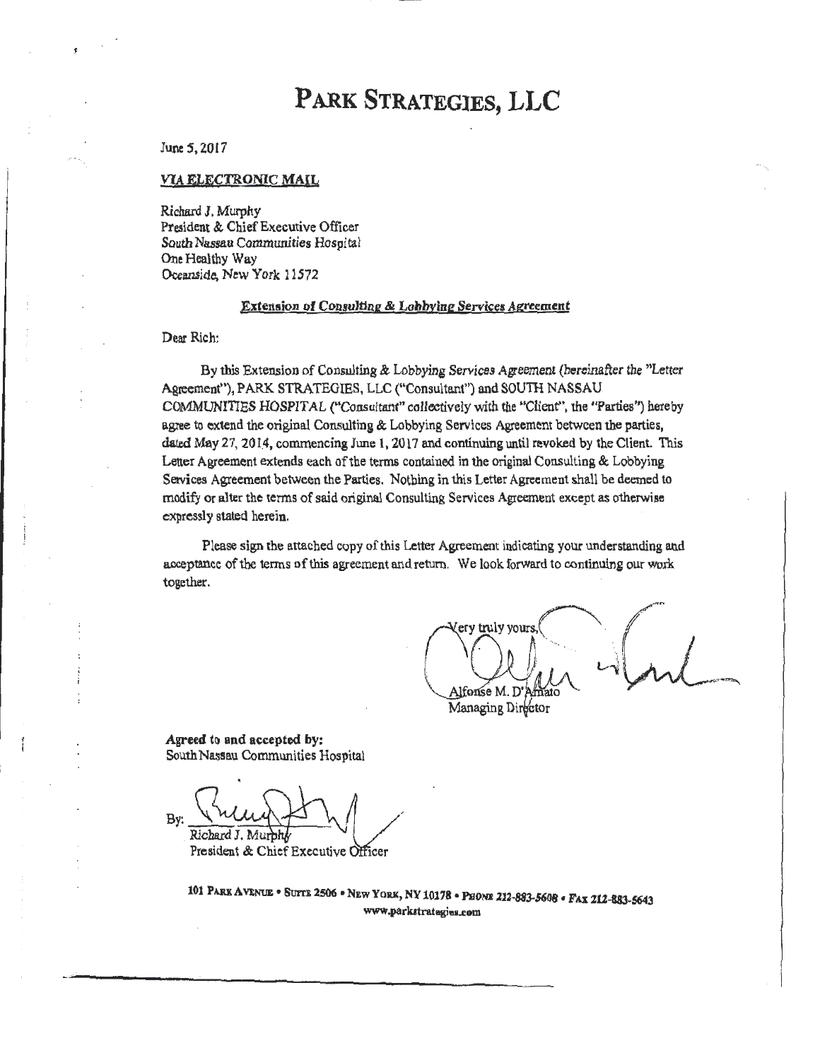# PARK STRATEGIES, LLC

June 5, 2017

VIA ELECTRONIC MAIL

Richard J. Murphy
President & Chief Executive Officer
*South Nassau Communities Hospital*
One Healthy Way
Oceanside, New York 11572

**Extension of Consulting & Lobbying Services Agreement**

Dear Rich:

By this Extension of Consulting & Lobbying Services Agreement (hereinafter the "Letter Agreement"), PARK STRATEGIES, LLC ("Consultant") and SOUTH NASSAU COMMUNITIES HOSPITAL ("Consultant" collectively with the "Client", the "Parties") hereby agree to extend the original Consulting & Lobbying Services Agreement between the parties, dated May 27, 2014, commencing June 1, 2017 and continuing until revoked by the Client. This Letter Agreement extends each of the terms contained in the original Consulting & Lobbying Services Agreement between the Parties. Nothing in this Letter Agreement shall be deemed to modify or alter the terms of said original Consulting Services Agreement except as otherwise expressly stated herein.

Please sign the attached copy of this Letter Agreement indicating your understanding and acceptance of the terms of this agreement and return. We look forward to continuing our work together.

Very truly yours,

Alfonse M. D'Amato
Managing Director

**Agreed to and accepted by:**
South Nassau Communities Hospital

By: ______________________
Richard J. Murphy
President & Chief Executive Officer

101 PARK AVENUE • SUITE 2506 • NEW YORK, NY 10178 • PHONE 212-883-5608 • FAX 212-883-5643
www.parkstrategies.com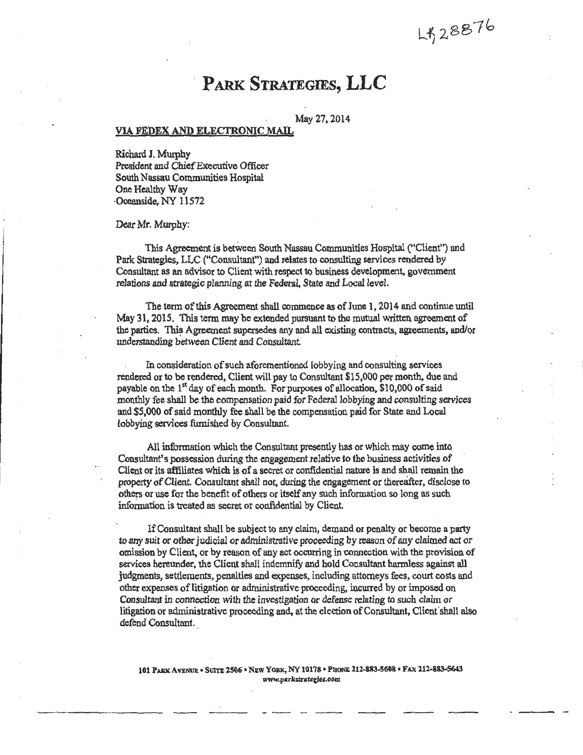LR 28876

# PARK STRATEGIES, LLC

May 27, 2014

**VIA FEDEX AND ELECTRONIC MAIL**

Richard J. Murphy
President and Chief Executive Officer
South Nassau Communities Hospital
One Healthy Way
Oceanside, NY 11572

Dear Mr. Murphy:

This Agreement is between South Nassau Communities Hospital ("Client") and Park Strategies, LLC ("Consultant") and relates to consulting services rendered by Consultant as an advisor to Client with respect to business development, government relations and strategic planning at the Federal, State and Local level.

The term of this Agreement shall commence as of June 1, 2014 and continue until May 31, 2015. This term may be extended pursuant to the mutual written agreement of the parties. This Agreement supersedes any and all existing contracts, agreements, and/or understanding between Client and Consultant.

In consideration of such aforementioned lobbying and consulting services rendered or to be rendered, Client will pay to Consultant $15,000 per month, due and payable on the 1st day of each month. For purposes of allocation, $10,000 of said monthly fee shall be the compensation paid for Federal lobbying and consulting services and $5,000 of said monthly fee shall be the compensation paid for State and Local lobbying services furnished by Consultant.

All information which the Consultant presently has or which may come into Consultant's possession during the engagement relative to the business activities of Client or its affiliates which is of a secret or confidential nature is and shall remain the property of Client. Consultant shall not, during the engagement or thereafter, disclose to others or use for the benefit of others or itself any such information so long as such information is treated as secret or confidential by Client.

If Consultant shall be subject to any claim, demand or penalty or become a party to any suit or other judicial or administrative proceeding by reason of any claimed act or omission by Client, or by reason of any act occurring in connection with the provision of services hereunder, the Client shall indemnify and hold Consultant harmless against all judgments, settlements, penalties and expenses, including attorneys fees, court costs and other expenses of litigation or administrative proceeding, incurred by or imposed on Consultant in connection with the investigation or defense relating to such claim or litigation or administrative proceeding and, at the election of Consultant, Client shall also defend Consultant.

101 PARK AVENUE • SUITE 2506 • NEW YORK, NY 10178 • PHONE 212-883-5608 • FAX 212-883-5643
www.parkstrategies.com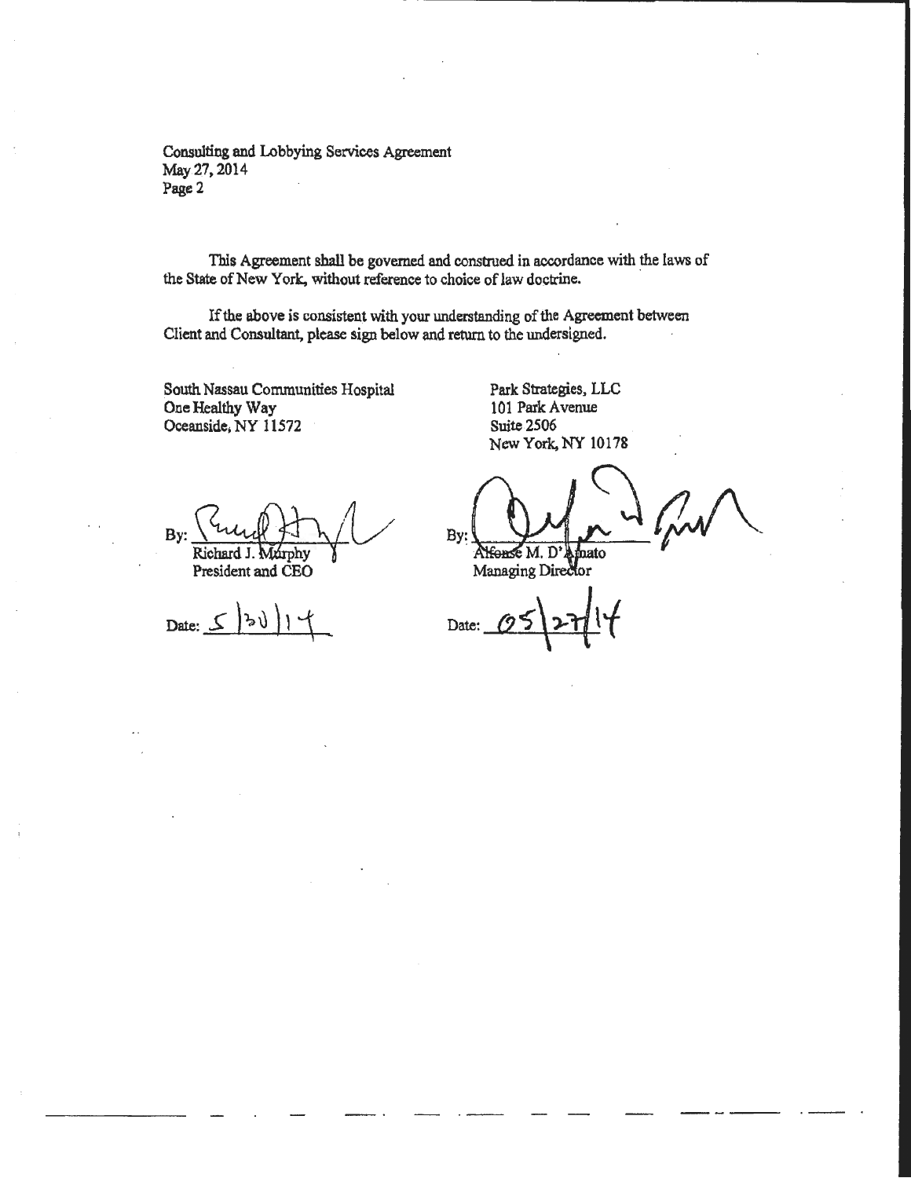Consulting and Lobbying Services Agreement
May 27, 2014
Page 2

This Agreement shall be governed and construed in accordance with the laws of the State of New York, without reference to choice of law doctrine.

If the above is consistent with your understanding of the Agreement between Client and Consultant, please sign below and return to the undersigned.

South Nassau Communities Hospital
One Healthy Way
Oceanside, NY 11572

By: ______________________
Richard J. Murphy
President and CEO

Date: 5/30/14

Park Strategies, LLC
101 Park Avenue
Suite 2506
New York, NY 10178

By: ______________________
Alfonse M. D'Amato
Managing Director

Date: 05/27/14